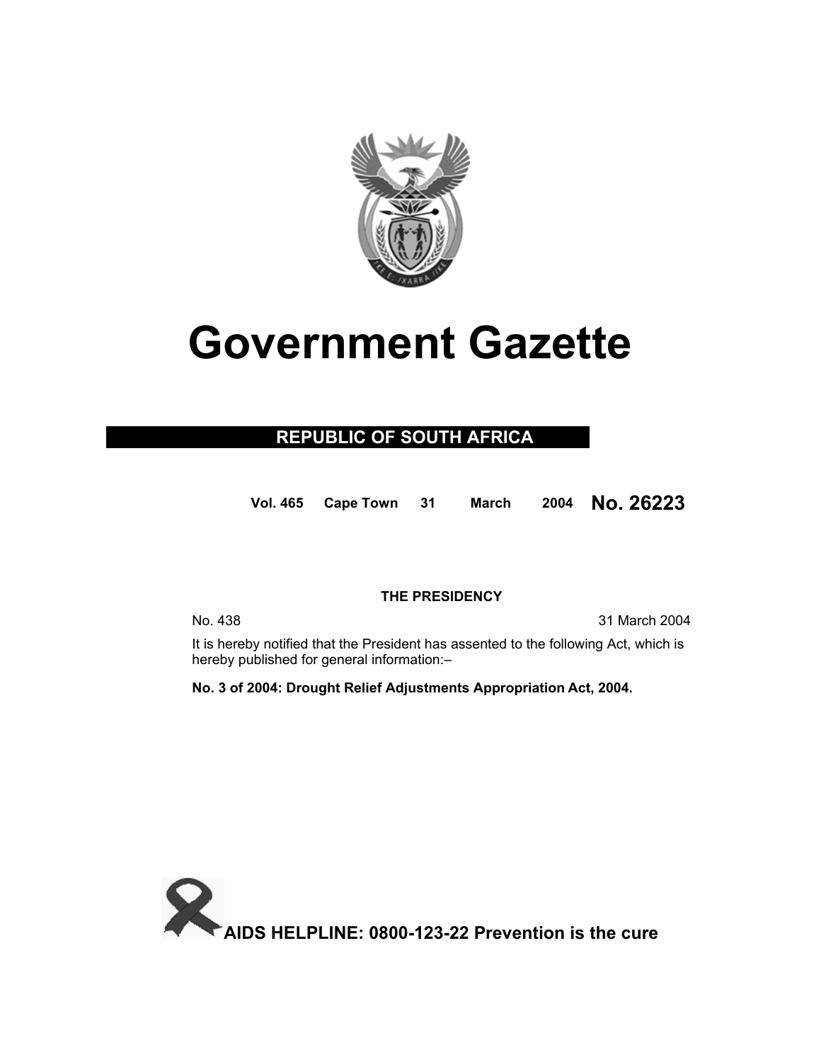# Government Gazette

**REPUBLIC OF SOUTH AFRICA**

**Vol. 465 Cape Town 31 March 2004 No. 26223**

**THE PRESIDENCY**

No. 438 31 March 2004

It is hereby notified that the President has assented to the following Act, which is hereby published for general information:–

**No. 3 of 2004: Drought Relief Adjustments Appropriation Act, 2004.**

**AIDS HELPLINE: 0800-123-22 Prevention is the cure**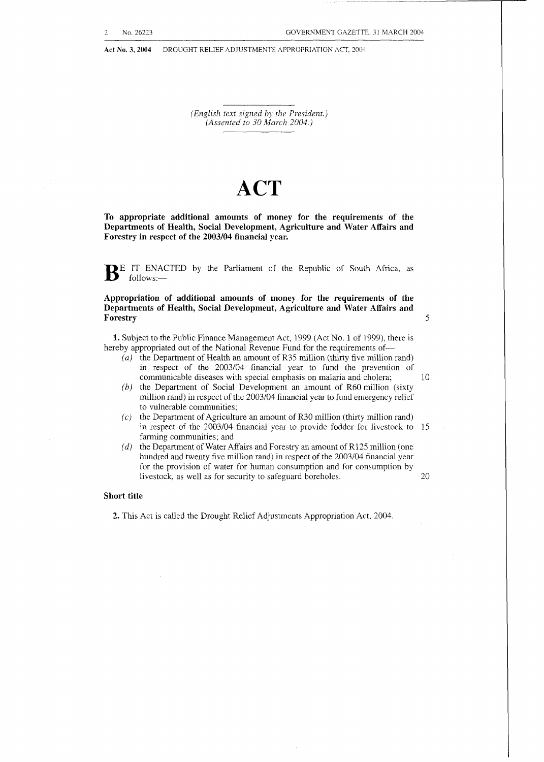*(English text signed by the President.)*
*(Assented to 30 March 2004.)*

# ACT

**To appropriate additional amounts of money for the requirements of the Departments of Health, Social Development, Agriculture and Water Affairs and Forestry in respect of the 2003/04 financial year.**

BE IT ENACTED by the Parliament of the Republic of South Africa, as follows:—

**Appropriation of additional amounts of money for the requirements of the Departments of Health, Social Development, Agriculture and Water Affairs and Forestry**

**1.** Subject to the Public Finance Management Act, 1999 (Act No. 1 of 1999), there is hereby appropriated out of the National Revenue Fund for the requirements of—

*(a)* the Department of Health an amount of R35 million (thirty five million rand) in respect of the 2003/04 financial year to fund the prevention of communicable diseases with special emphasis on malaria and cholera;

*(b)* the Department of Social Development an amount of R60 million (sixty million rand) in respect of the 2003/04 financial year to fund emergency relief to vulnerable communities;

*(c)* the Department of Agriculture an amount of R30 million (thirty million rand) in respect of the 2003/04 financial year to provide fodder for livestock to farming communities; and

*(d)* the Department of Water Affairs and Forestry an amount of R125 million (one hundred and twenty five million rand) in respect of the 2003/04 financial year for the provision of water for human consumption and for consumption by livestock, as well as for security to safeguard boreholes.

**Short title**

**2.** This Act is called the Drought Relief Adjustments Appropriation Act, 2004.